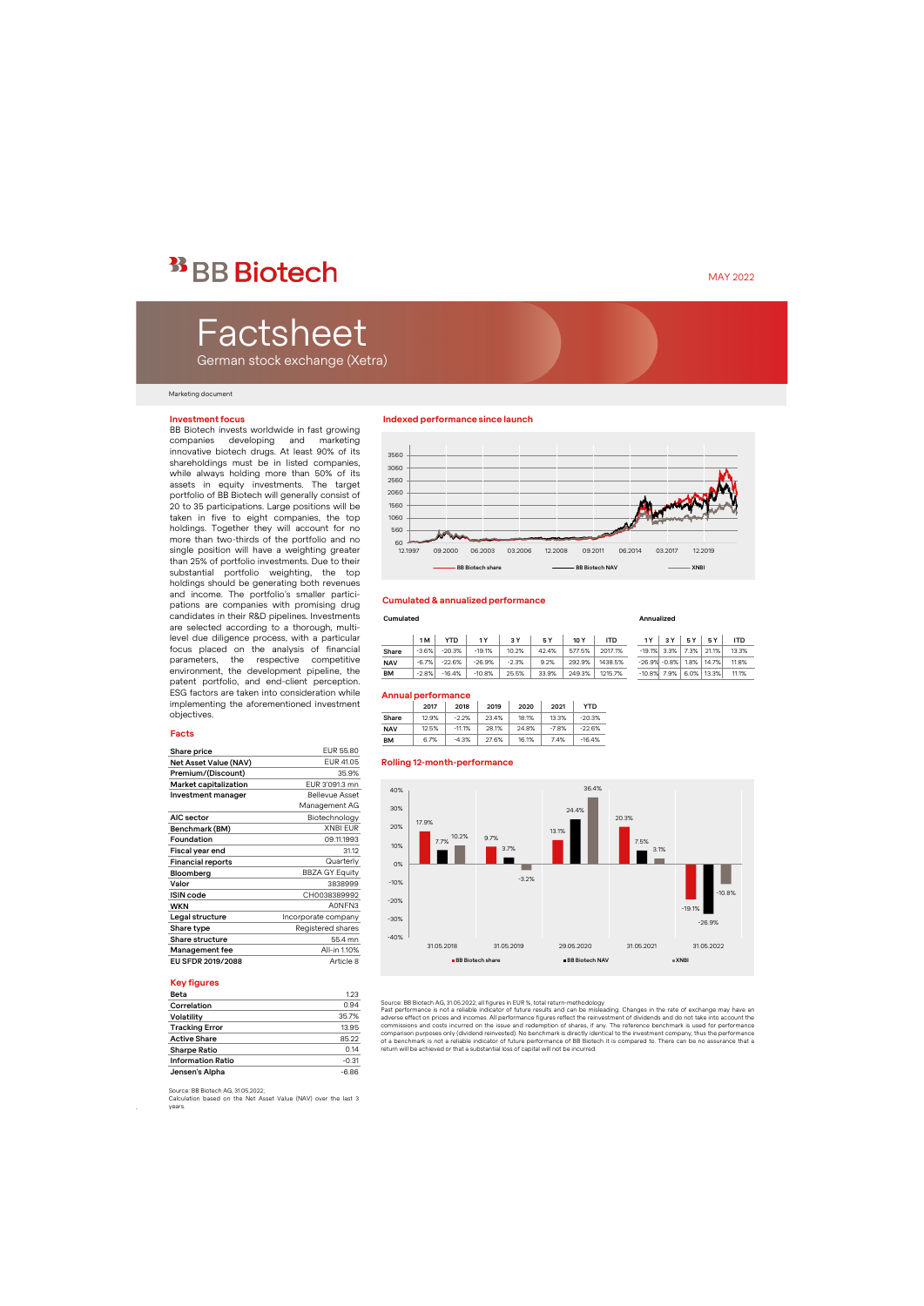# BB Biotech

MAY 2022

# Factsheet

German stock exchange (Xetra)

Marketing document

## Investment focus

BB Biotech invests worldwide in fast growing companies developing and marketing innovative biotech drugs. At least 90% of its shareholdings must be in listed companies, while always holding more than 50% of its assets in equity investments. The target portfolio of BB Biotech will generally consist of 20 to 35 participations. Large positions will be taken in five to eight companies, the top holdings. Together they will account for no more than two-thirds of the portfolio and no single position will have a weighting greater than 25% of portfolio investments. Due to their substantial portfolio weighting, the top holdings should be generating both revenues and income. The portfolio's smaller participations are companies with promising drug candidates in their R&D pipelines. Investments are selected according to a thorough, multi-level due diligence process, with a rigorous focus placed on the analysis of financial parameters, the respective competitive environment, the development pipeline, the patent portfolio, and end-client perception. ESG factors are taken into consideration while implementing the aforementioned investment objectives.

## Facts

| | |
|---|---|
| Share price | EUR 55.80 |
| Net Asset Value (NAV) | EUR 41.05 |
| Premium/(Discount) | 35.9% |
| Market capitalization | EUR 3'091.3 mn |
| Investment manager | Bellevue Asset Management AG |
| AIC sector | Biotechnology |
| Benchmark (BM) | XNBI EUR |
| Foundation | 09.11.1993 |
| Fiscal year end | 31.12 |
| Financial reports | Quarterly |
| Bloomberg | BBZA GY Equity |
| Valor | 3838999 |
| ISIN code | CH0038389992 |
| WKN | A0NFN3 |
| Legal structure | Incorporate company |
| Share type | Registered shares |
| Share structure | 55.4 mn |
| Management fee | All-in 1.10% |
| EU SFDR 2019/2088 | Article 8 |

## Key figures

| | |
|---|---|
| Beta | 1.23 |
| Correlation | 0.94 |
| Volatility | 35.7% |
| Tracking Error | 13.95 |
| Active Share | 85.22 |
| Sharpe Ratio | 0.14 |
| Information Ratio | -0.31 |
| Jensen's Alpha | -6.86 |

Source: BB Biotech AG, 31.05.2022;
Calculation based on the Net Asset Value (NAV) over the last 3 years.

## Indexed performance since launch

BB Biotech share — BB Biotech NAV — XNBI

## Cumulated & annualized performance

**Cumulated**

| | 1 M | YTD | 1 Y | 3 Y | 5 Y | 10 Y | ITD |
|---|---|---|---|---|---|---|---|
| Share | -3.6% | -20.3% | -19.1% | 10.2% | 42.4% | 577.5% | 2017.1% |
| NAV | -6.7% | -22.6% | -26.9% | -2.3% | 9.2% | 292.9% | 1438.5% |
| BM | -2.8% | -16.4% | -10.8% | 25.5% | 33.9% | 249.3% | 1215.7% |

**Annualized**

| | 1 Y | 3 Y | 5 Y | 5 Y | ITD |
|---|---|---|---|---|---|
| Share | -19.1% | 3.3% | 7.3% | 21.1% | 13.3% |
| NAV | -26.9% | -0.8% | 1.8% | 14.7% | 11.8% |
| BM | -10.8% | 7.9% | 6.0% | 13.3% | 11.1% |

## Annual performance

| | 2017 | 2018 | 2019 | 2020 | 2021 | YTD |
|---|---|---|---|---|---|---|
| Share | 12.9% | -2.2% | 23.4% | 18.1% | 13.3% | -20.3% |
| NAV | 12.5% | -11.1% | 28.1% | 24.8% | -7.8% | -22.6% |
| BM | 6.7% | -4.3% | 27.6% | 16.1% | 7.4% | -16.4% |

## Rolling 12-month-performance

| | 31.05.2018 | 31.05.2019 | 29.05.2020 | 31.05.2021 | 31.05.2022 |
|---|---|---|---|---|---|
| BB Biotech share | 17.9% | 9.7% | 13.1% | 20.3% | -19.1% |
| BB Biotech NAV | 7.7% | 3.7% | 24.4% | 7.5% | -26.9% |
| XNBI | 10.2% | -3.2% | 36.4% | 3.1% | -10.8% |

Source: BB Biotech AG, 31.05.2022, all figures in EUR %, total return-methodology
Past performance is not a reliable indicator of future results and can be misleading. Changes in the rate of exchange may have an adverse effect on prices and incomes. All performance figures reflect the reinvestment of dividends and do not take into account the commissions and costs incurred on the issue and redemption of shares, if any. The reference benchmark is used for performance comparison purposes only (dividend reinvested). No benchmark is directly identical to the investment company, thus the performance of a benchmark is not a reliable indicator of future performance of BB Biotech it is compared to. There can be no assurance that a return will be achieved or that a substantial loss of capital will not be incurred.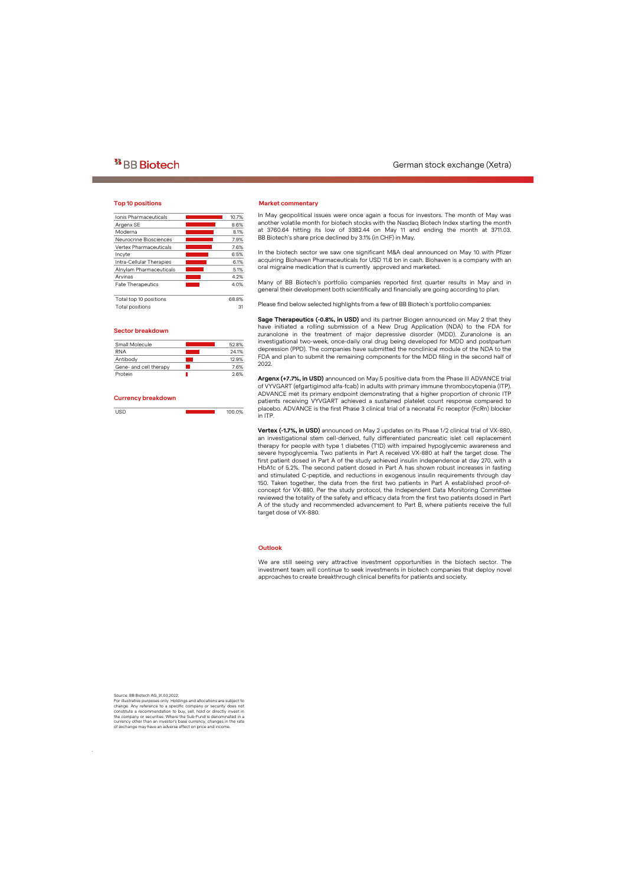## Top 10 positions

| Position | Weight |
|---|---|
| Ionis Pharmaceuticals | 10.7% |
| Argenx SE | 8.6% |
| Moderna | 8.1% |
| Neurocrine Biosciences | 7.9% |
| Vertex Pharmaceuticals | 7.6% |
| Incyte | 6.5% |
| Intra-Cellular Therapies | 6.1% |
| Alnylam Pharmaceuticals | 5.1% |
| Arvinas | 4.2% |
| Fate Therapeutics | 4.0% |
| Total top 10 positions | 68.8% |
| Total positions | 31 |

## Sector breakdown

| Sector | Weight |
|---|---|
| Small Molecule | 52.8% |
| RNA | 24.1% |
| Antibody | 12.9% |
| Gene- and cell therapy | 7.6% |
| Protein | 2.6% |

## Currency breakdown

| Currency | Weight |
|---|---|
| USD | 100.0% |

Source: BB Biotech AG, 31.03.2022;
For illustrative purposes only. Holdings and allocations are subject to change. Any reference to a specific company or security does not constitute a recommendation to buy, sell, hold or directly invest in the company or securities. Where the Sub-Fund is denominated in a currency other than an investor's base currency, changes in the rate of exchange may have an adverse effect on price and income.

## Market commentary

In May geopolitical issues were once again a focus for investors. The month of May was another volatile month for biotech stocks with the Nasdaq Biotech Index starting the month at 3760.64 hitting its low of 3382.44 on May 11 and ending the month at 3711.03. BB Biotech's share price declined by 3.1% (in CHF) in May.

In the biotech sector we saw one significant M&A deal announced on May 10 with Pfizer acquiring Biohaven Pharmaceuticals for USD 11.6 bn in cash. Biohaven is a company with an oral migraine medication that is currently approved and marketed.

Many of BB Biotech's portfolio companies reported first quarter results in May and in general their development both scientifically and financially are going according to plan.

Please find below selected highlights from a few of BB Biotech's portfolio companies:

**Sage Therapeutics (-0.8%, in USD)** and its partner Biogen announced on May 2 that they have initiated a rolling submission of a New Drug Application (NDA) to the FDA for zuranolone in the treatment of major depressive disorder (MDD). Zuranolone is an investigational two-week, once-daily oral drug being developed for MDD and postpartum depression (PPD). The companies have submitted the nonclinical module of the NDA to the FDA and plan to submit the remaining components for the MDD filing in the second half of 2022.

**Argenx (+7.7%, in USD)** announced on May 5 positive data from the Phase III ADVANCE trial of VYVGART (efgartigimod alfa-fcab) in adults with primary immune thrombocytopenia (ITP). ADVANCE met its primary endpoint demonstrating that a higher proportion of chronic ITP patients receiving VYVGART achieved a sustained platelet count response compared to placebo. ADVANCE is the first Phase 3 clinical trial of a neonatal Fc receptor (FcRn) blocker in ITP.

**Vertex (-1.7%, in USD)** announced on May 2 updates on its Phase 1/2 clinical trial of VX-880, an investigational stem cell-derived, fully differentiated pancreatic islet cell replacement therapy for people with type 1 diabetes (T1D) with impaired hypoglycemic awareness and severe hypoglycemia. Two patients in Part A received VX-880 at half the target dose. The first patient dosed in Part A of the study achieved insulin independence at day 270, with a HbA1c of 5.2%. The second patient dosed in Part A has shown robust increases in fasting and stimulated C-peptide, and reductions in exogenous insulin requirements through day 150. Taken together, the data from the first two patients in Part A established proof-of-concept for VX-880. Per the study protocol, the Independent Data Monitoring Committee reviewed the totality of the safety and efficacy data from the first two patients dosed in Part A of the study and recommended advancement to Part B, where patients receive the full target dose of VX-880.

## Outlook

We are still seeing very attractive investment opportunities in the biotech sector. The investment team will continue to seek investments in biotech companies that deploy novel approaches to create breakthrough clinical benefits for patients and society.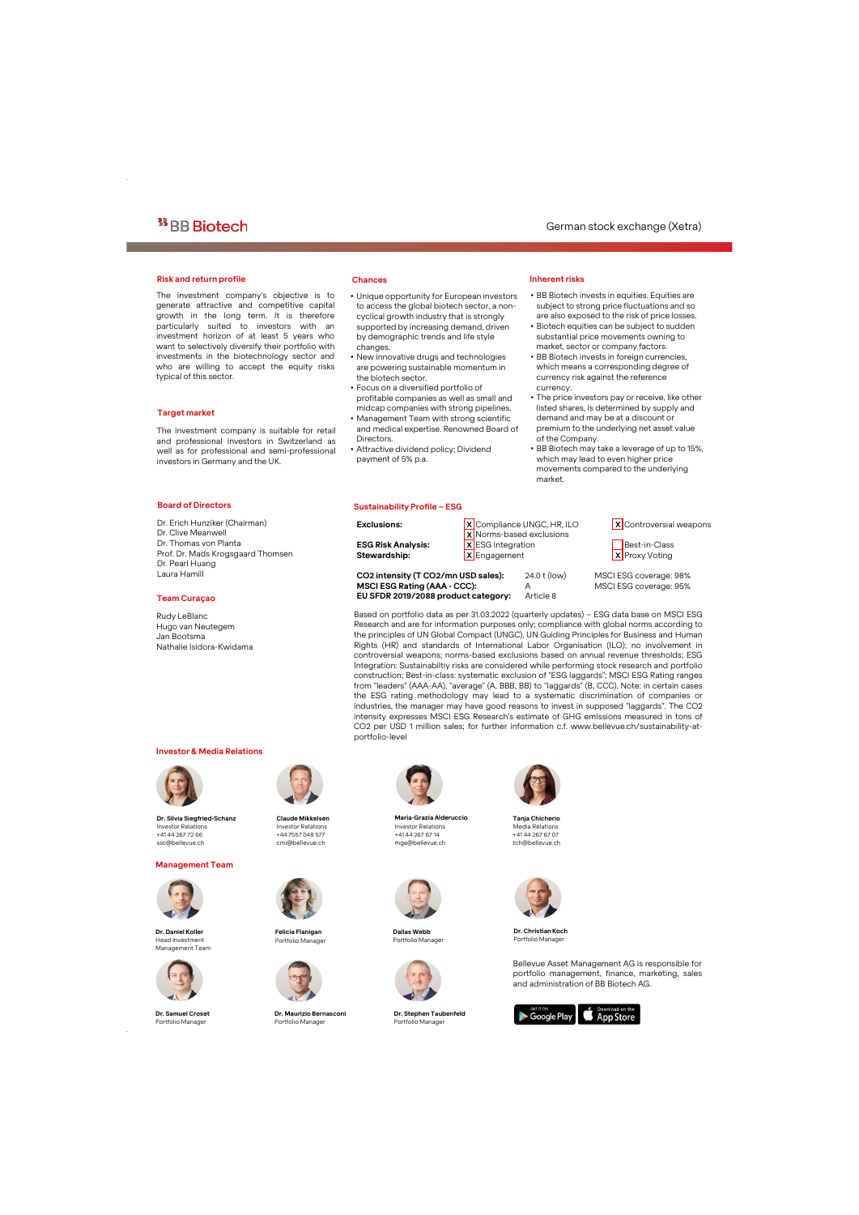BB Biotech

German stock exchange (Xetra)

## Risk and return profile

The investment company's objective is to generate attractive and competitive capital growth in the long term. It is therefore particularly suited to investors with an investment horizon of at least 5 years who want to selectively diversify their portfolio with investments in the biotechnology sector and who are willing to accept the equity risks typical of this sector.

## Target market

The investment company is suitable for retail and professional investors in Switzerland as well as for professional and semi-professional investors in Germany and the UK.

## Chances

- Unique opportunity for European investors to access the global biotech sector, a non-cyclical growth industry that is strongly supported by increasing demand, driven by demographic trends and life style changes.
- New innovative drugs and technologies are powering sustainable momentum in the biotech sector.
- Focus on a diversified portfolio of profitable companies as well as small and midcap companies with strong pipelines.
- Management Team with strong scientific and medical expertise. Renowned Board of Directors.
- Attractive dividend policy; Dividend payment of 5% p.a.

## Inherent risks

- BB Biotech invests in equities. Equities are subject to strong price fluctuations and so are also exposed to the risk of price losses.
- Biotech equities can be subject to sudden substantial price movements owning to market, sector or company factors.
- BB Biotech invests in foreign currencies, which means a corresponding degree of currency risk against the reference currency.
- The price investors pay or receive, like other listed shares, is determined by supply and demand and may be at a discount or premium to the underlying net asset value of the Company.
- BB Biotech may take a leverage of up to 15%, which may lead to even higher price movements compared to the underlying market.

## Board of Directors

Dr. Erich Hunziker (Chairman)
Dr. Clive Meanwell
Dr. Thomas von Planta
Prof. Dr. Mads Krogsgaard Thomsen
Dr. Pearl Huang
Laura Hamill

## Team Curaçao

Rudy LeBlanc
Hugo van Neutegem
Jan Bootsma
Nathalie Isidora-Kwidama

## Sustainability Profile – ESG

| | | |
|---|---|---|
| **Exclusions:** | [X] Compliance UNGC, HR, ILO<br>[X] Norms-based exclusions | [X] Controversial weapons |
| **ESG Risk Analysis:** | [X] ESG Integration | [ ] Best-in-Class |
| **Stewardship:** | [X] Engagement | [X] Proxy Voting |

| | | |
|---|---|---|
| **CO2 intensity (T CO2/mn USD sales):** | 24.0 t (low) | MSCI ESG coverage: 98% |
| **MSCI ESG Rating (AAA - CCC):** | A | MSCI ESG coverage: 95% |
| **EU SFDR 2019/2088 product category:** | Article 8 | |

Based on portfolio data as per 31.03.2022 (quarterly updates) – ESG data base on MSCI ESG Research and are for information purposes only; compliance with global norms according to the principles of UN Global Compact (UNGC), UN Guiding Principles for Business and Human Rights (HR) and standards of International Labor Organisation (ILO); no involvement in controversial weapons; norms-based exclusions based on annual revenue thresholds; ESG Integration: Sustainabiltiy risks are considered while performing stock research and portfolio construction; Best-in-class: systematic exclusion of "ESG laggards"; MSCI ESG Rating ranges from "leaders" (AAA-AA), "average" (A, BBB, BB) to "laggards" (B, CCC). Note: in certain cases the ESG rating methodology may lead to a systematic discrimination of companies or industries, the manager may have good reasons to invest in supposed "laggards". The CO2 intensity expresses MSCI ESG Research's estimate of GHG emissions measured in tons of CO2 per USD 1 million sales; for further information c.f. www.bellevue.ch/sustainability-at-portfolio-level

## Investor & Media Relations

**Dr. Silvia Siegfried-Schanz**
Investor Relations
+41 44 267 72 66
ssc@bellevue.ch

**Claude Mikkelsen**
Investor Relations
+44 7557 048 577
cmi@bellevue.ch

**Maria-Grazia Alderuccio**
Investor Relations
+41 44 267 67 14
mga@bellevue.ch

**Tanja Chicherio**
Media Relations
+41 44 267 67 07
tch@bellevue.ch

## Management Team

**Dr. Daniel Koller**
Head Investment Management Team

**Felicia Flanigan**
Portfolio Manager

**Dallas Webb**
Portfolio Manager

**Dr. Christian Koch**
Portfolio Manager

**Dr. Samuel Croset**
Portfolio Manager

**Dr. Maurizio Bernasconi**
Portfolio Manager

**Dr. Stephen Taubenfeld**
Portfolio Manager

Bellevue Asset Management AG is responsible for portfolio management, finance, marketing, sales and administration of BB Biotech AG.

GET IT ON Google Play | Download on the App Store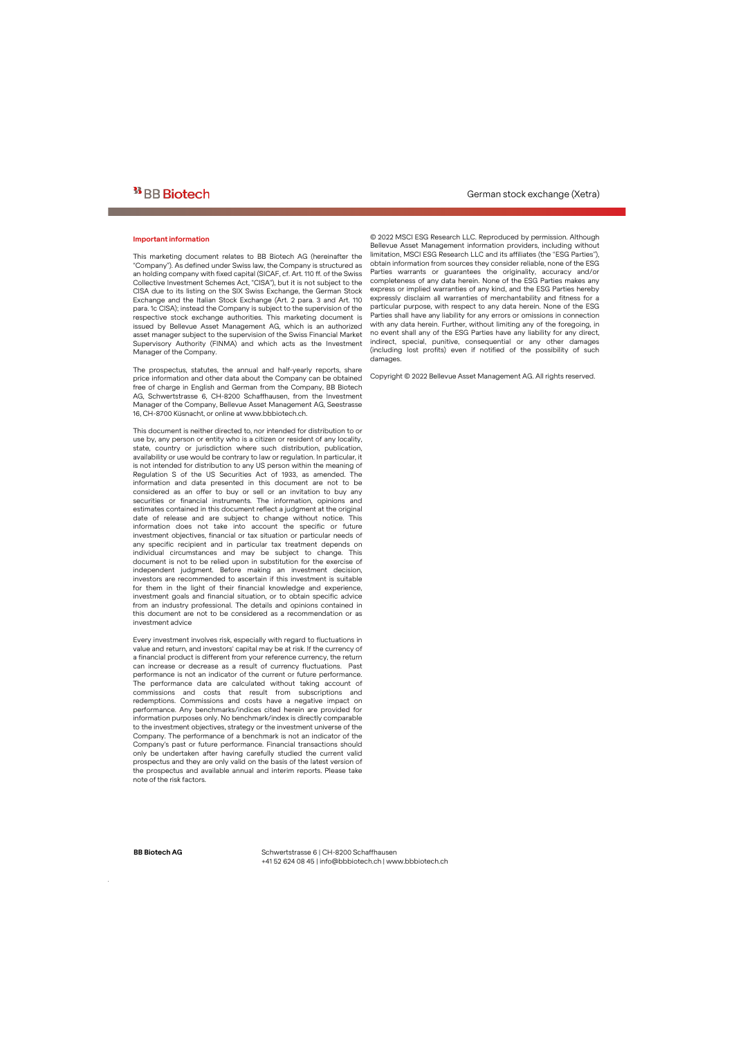## Important information

This marketing document relates to BB Biotech AG (hereinafter the "Company"). As defined under Swiss law, the Company is structured as an holding company with fixed capital (SICAF, cf. Art. 110 ff. of the Swiss Collective Investment Schemes Act, "CISA"), but it is not subject to the CISA due to its listing on the SIX Swiss Exchange, the German Stock Exchange and the Italian Stock Exchange (Art. 2 para. 3 and Art. 110 para. 1c CISA); instead the Company is subject to the supervision of the respective stock exchange authorities. This marketing document is issued by Bellevue Asset Management AG, which is an authorized asset manager subject to the supervision of the Swiss Financial Market Supervisory Authority (FINMA) and which acts as the Investment Manager of the Company.

The prospectus, statutes, the annual and half-yearly reports, share price information and other data about the Company can be obtained free of charge in English and German from the Company, BB Biotech AG, Schwertstrasse 6, CH-8200 Schaffhausen, from the Investment Manager of the Company, Bellevue Asset Management AG, Seestrasse 16, CH-8700 Küsnacht, or online at www.bbbiotech.ch.

This document is neither directed to, nor intended for distribution to or use by, any person or entity who is a citizen or resident of any locality, state, country or jurisdiction where such distribution, publication, availability or use would be contrary to law or regulation. In particular, it is not intended for distribution to any US person within the meaning of Regulation S of the US Securities Act of 1933, as amended. The information and data presented in this document are not to be considered as an offer to buy or sell or an invitation to buy any securities or financial instruments. The information, opinions and estimates contained in this document reflect a judgment at the original date of release and are subject to change without notice. This information does not take into account the specific or future investment objectives, financial or tax situation or particular needs of any specific recipient and in particular tax treatment depends on individual circumstances and may be subject to change. This document is not to be relied upon in substitution for the exercise of independent judgment. Before making an investment decision, investors are recommended to ascertain if this investment is suitable for them in the light of their financial knowledge and experience, investment goals and financial situation, or to obtain specific advice from an industry professional. The details and opinions contained in this document are not to be considered as a recommendation or as investment advice

Every investment involves risk, especially with regard to fluctuations in value and return, and investors' capital may be at risk. If the currency of a financial product is different from your reference currency, the return can increase or decrease as a result of currency fluctuations. Past performance is not an indicator of the current or future performance. The performance data are calculated without taking account of commissions and costs that result from subscriptions and redemptions. Commissions and costs have a negative impact on performance. Any benchmarks/indices cited herein are provided for information purposes only. No benchmark/index is directly comparable to the investment objectives, strategy or the investment universe of the Company. The performance of a benchmark is not an indicator of the Company's past or future performance. Financial transactions should only be undertaken after having carefully studied the current valid prospectus and they are only valid on the basis of the latest version of the prospectus and available annual and interim reports. Please take note of the risk factors.

© 2022 MSCI ESG Research LLC. Reproduced by permission. Although Bellevue Asset Management information providers, including without limitation, MSCI ESG Research LLC and its affiliates (the "ESG Parties"), obtain information from sources they consider reliable, none of the ESG Parties warrants or guarantees the originality, accuracy and/or completeness of any data herein. None of the ESG Parties makes any express or implied warranties of any kind, and the ESG Parties hereby expressly disclaim all warranties of merchantability and fitness for a particular purpose, with respect to any data herein. None of the ESG Parties shall have any liability for any errors or omissions in connection with any data herein. Further, without limiting any of the foregoing, in no event shall any of the ESG Parties have any liability for any direct, indirect, special, punitive, consequential or any other damages (including lost profits) even if notified of the possibility of such damages.

Copyright © 2022 Bellevue Asset Management AG. All rights reserved.

**BB Biotech AG**

Schwertstrasse 6 | CH-8200 Schaffhausen
+41 52 624 08 45 | info@bbbiotech.ch | www.bbbiotech.ch